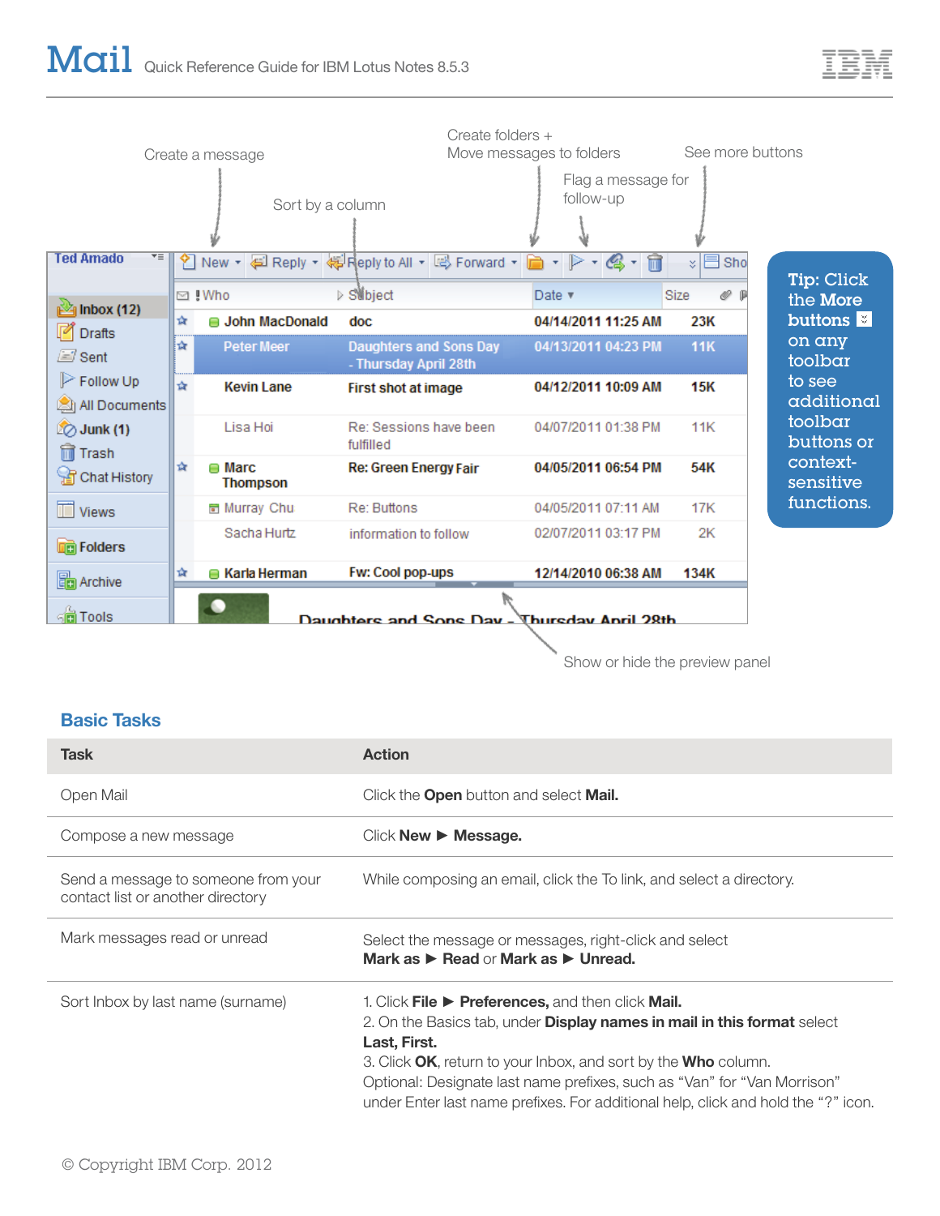# Mail Quick Reference Guide for IBM Lotus Notes 8.5.3

Create a message

Sort by a column

Create folders + Move messages to folders

Flag a message for follow-up

See more buttons

Show or hide the preview panel

**Tip:** Click the **More buttons** on any toolbar to see additional toolbar buttons or context-sensitive functions.

## Basic Tasks

| Task | Action |
|---|---|
| Open Mail | Click the **Open** button and select **Mail.** |
| Compose a new message | Click **New** ► **Message.** |
| Send a message to someone from your contact list or another directory | While composing an email, click the To link, and select a directory. |
| Mark messages read or unread | Select the message or messages, right-click and select **Mark as** ► **Read** or **Mark as** ► **Unread.** |
| Sort Inbox by last name (surname) | 1. Click **File** ► **Preferences,** and then click **Mail.**<br>2. On the Basics tab, under **Display names in mail in this format** select **Last, First.**<br>3. Click **OK**, return to your Inbox, and sort by the **Who** column.<br>Optional: Designate last name prefixes, such as “Van” for “Van Morrison” under Enter last name prefixes. For additional help, click and hold the “?” icon. |

© Copyright IBM Corp. 2012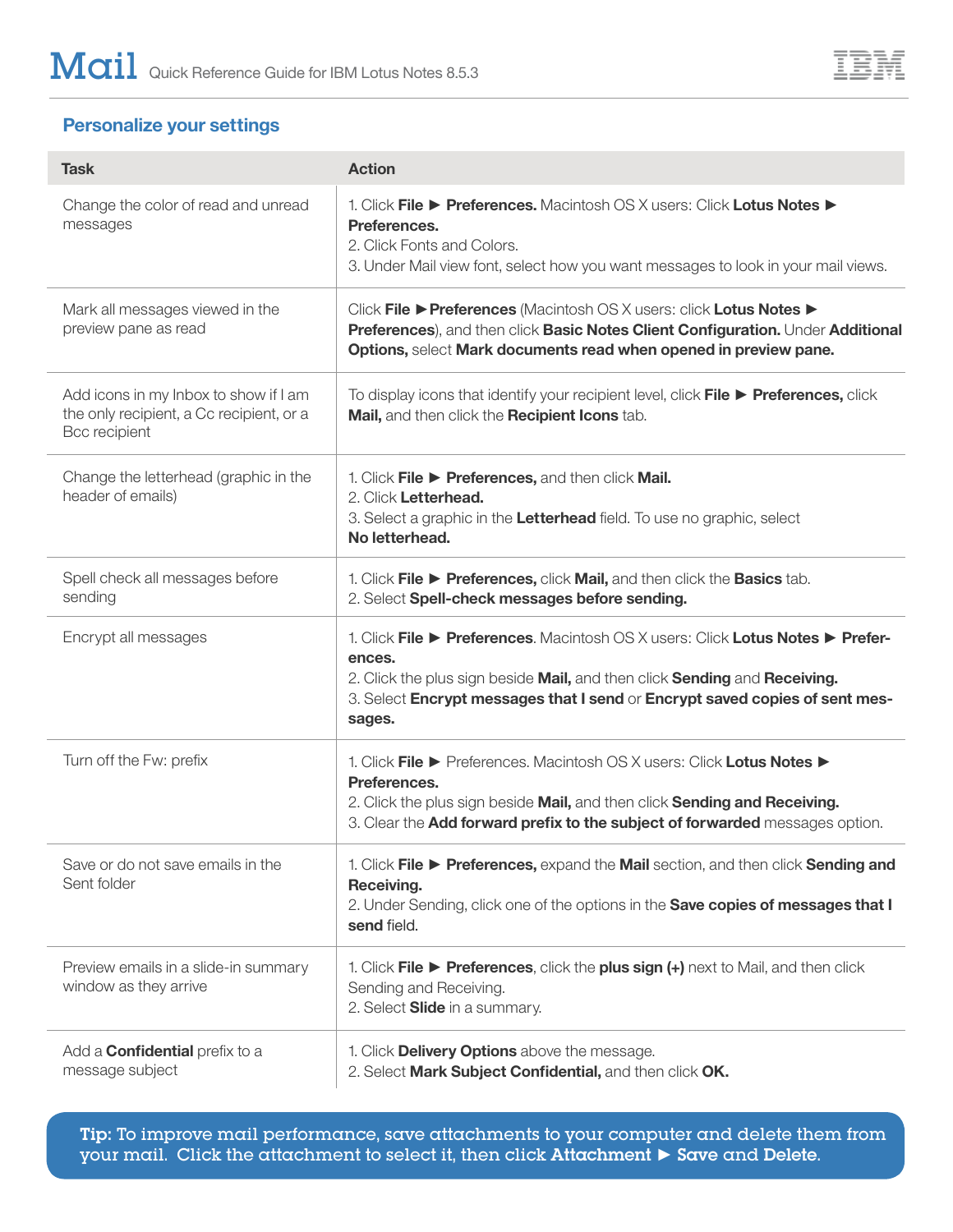# Mail Quick Reference Guide for IBM Lotus Notes 8.5.3

## Personalize your settings

| Task | Action |
|---|---|
| Change the color of read and unread messages | 1. Click **File ► Preferences.** Macintosh OS X users: Click **Lotus Notes ► Preferences.**<br>2. Click Fonts and Colors.<br>3. Under Mail view font, select how you want messages to look in your mail views. |
| Mark all messages viewed in the preview pane as read | Click **File ►Preferences** (Macintosh OS X users: click **Lotus Notes ► Preferences**), and then click **Basic Notes Client Configuration.** Under **Additional Options,** select **Mark documents read when opened in preview pane.** |
| Add icons in my Inbox to show if I am the only recipient, a Cc recipient, or a Bcc recipient | To display icons that identify your recipient level, click **File ► Preferences,** click **Mail,** and then click the **Recipient Icons** tab. |
| Change the letterhead (graphic in the header of emails) | 1. Click **File ► Preferences,** and then click **Mail.**<br>2. Click **Letterhead.**<br>3. Select a graphic in the **Letterhead** field. To use no graphic, select **No letterhead.** |
| Spell check all messages before sending | 1. Click **File ► Preferences,** click **Mail,** and then click the **Basics** tab.<br>2. Select **Spell-check messages before sending.** |
| Encrypt all messages | 1. Click **File ► Preferences**. Macintosh OS X users: Click **Lotus Notes ► Preferences.**<br>2. Click the plus sign beside **Mail,** and then click **Sending** and **Receiving.**<br>3. Select **Encrypt messages that I send** or **Encrypt saved copies of sent messages.** |
| Turn off the Fw: prefix | 1. Click **File ►** Preferences. Macintosh OS X users: Click **Lotus Notes ► Preferences.**<br>2. Click the plus sign beside **Mail,** and then click **Sending and Receiving.**<br>3. Clear the **Add forward prefix to the subject of forwarded** messages option. |
| Save or do not save emails in the Sent folder | 1. Click **File ► Preferences,** expand the **Mail** section, and then click **Sending and Receiving.**<br>2. Under Sending, click one of the options in the **Save copies of messages that I send** field. |
| Preview emails in a slide-in summary window as they arrive | 1. Click **File ► Preferences**, click the **plus sign (+)** next to Mail, and then click Sending and Receiving.<br>2. Select **Slide** in a summary. |
| Add a **Confidential** prefix to a message subject | 1. Click **Delivery Options** above the message.<br>2. Select **Mark Subject Confidential,** and then click **OK.** |

**Tip:** To improve mail performance, save attachments to your computer and delete them from your mail. Click the attachment to select it, then click **Attachment ► Save** and **Delete.**